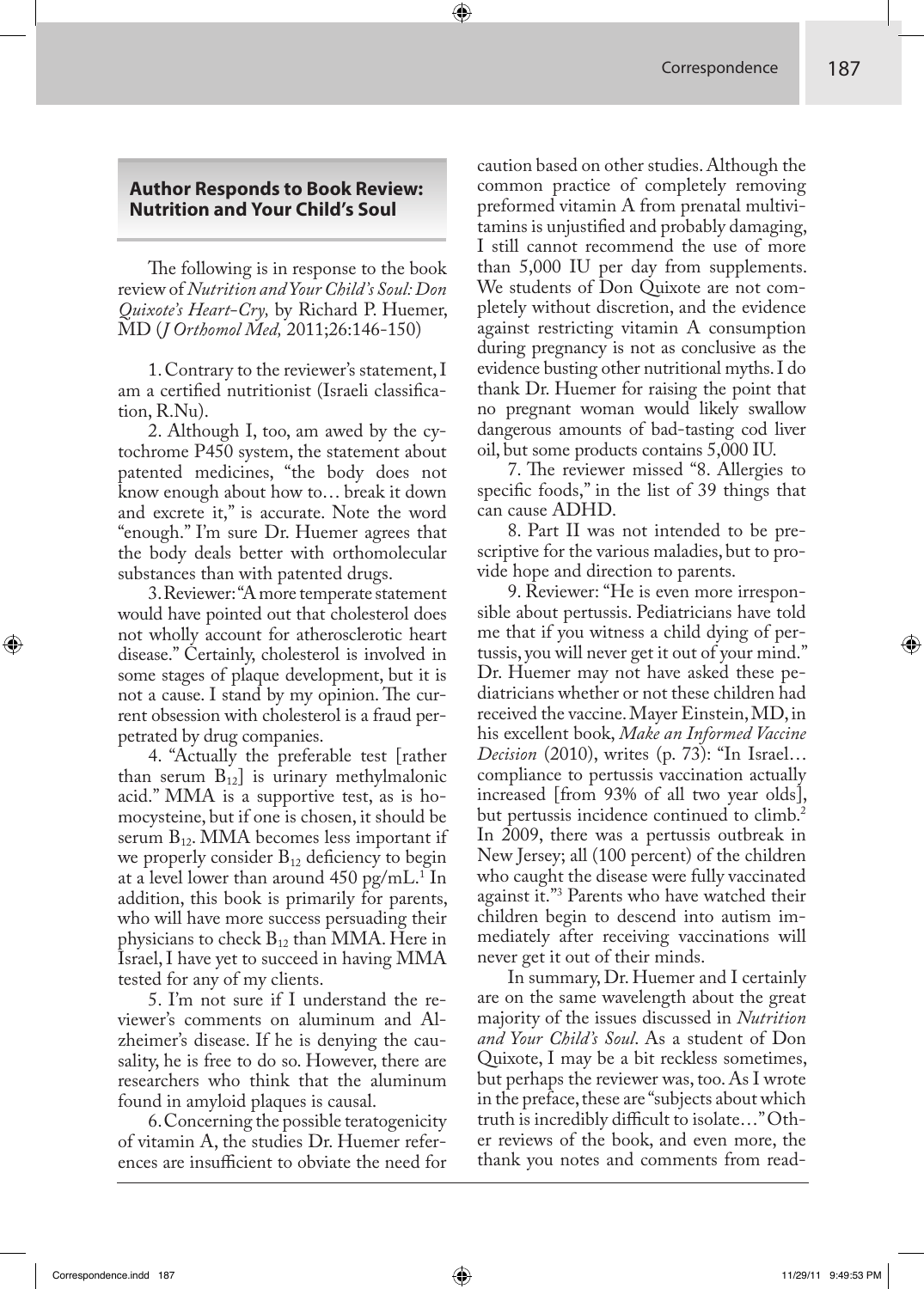## Author Responds to Book Review: Nutrition and Your Child's Soul

The following is in response to the book review of *Nutrition and Your Child's Soul: Don Quixote's Heart-Cry,* by Richard P. Huemer, MD (*J Orthomol Med,* 2011;26:146-150)

1. Contrary to the reviewer's statement, I am a certified nutritionist (Israeli classification, R.Nu).

2. Although I, too, am awed by the cytochrome P450 system, the statement about patented medicines, "the body does not know enough about how to… break it down and excrete it," is accurate. Note the word "enough." I'm sure Dr. Huemer agrees that the body deals better with orthomolecular substances than with patented drugs.

3. Reviewer: "A more temperate statement would have pointed out that cholesterol does not wholly account for atherosclerotic heart disease." Certainly, cholesterol is involved in some stages of plaque development, but it is not a cause. I stand by my opinion. The current obsession with cholesterol is a fraud perpetrated by drug companies.

4. "Actually the preferable test [rather than serum $B_{12}$] is urinary methylmalonic acid." MMA is a supportive test, as is homocysteine, but if one is chosen, it should be serum $B_{12}$. MMA becomes less important if we properly consider $B_{12}$ deficiency to begin at a level lower than around 450 pg/mL.[1] In addition, this book is primarily for parents, who will have more success persuading their physicians to check $B_{12}$ than MMA. Here in Israel, I have yet to succeed in having MMA tested for any of my clients.

5. I'm not sure if I understand the reviewer's comments on aluminum and Alzheimer's disease. If he is denying the causality, he is free to do so. However, there are researchers who think that the aluminum found in amyloid plaques is causal.

6. Concerning the possible teratogenicity of vitamin A, the studies Dr. Huemer references are insufficient to obviate the need for caution based on other studies. Although the common practice of completely removing preformed vitamin A from prenatal multivitamins is unjustified and probably damaging, I still cannot recommend the use of more than 5,000 IU per day from supplements. We students of Don Quixote are not completely without discretion, and the evidence against restricting vitamin A consumption during pregnancy is not as conclusive as the evidence busting other nutritional myths. I do thank Dr. Huemer for raising the point that no pregnant woman would likely swallow dangerous amounts of bad-tasting cod liver oil, but some products contains 5,000 IU.

7. The reviewer missed "8. Allergies to specific foods," in the list of 39 things that can cause ADHD.

8. Part II was not intended to be prescriptive for the various maladies, but to provide hope and direction to parents.

9. Reviewer: "He is even more irresponsible about pertussis. Pediatricians have told me that if you witness a child dying of pertussis, you will never get it out of your mind." Dr. Huemer may not have asked these pediatricians whether or not these children had received the vaccine. Mayer Einstein, MD, in his excellent book, *Make an Informed Vaccine Decision* (2010), writes (p. 73): "In Israel… compliance to pertussis vaccination actually increased [from 93% of all two year olds], but pertussis incidence continued to climb.[2] In 2009, there was a pertussis outbreak in New Jersey; all (100 percent) of the children who caught the disease were fully vaccinated against it."[3] Parents who have watched their children begin to descend into autism immediately after receiving vaccinations will never get it out of their minds.

In summary, Dr. Huemer and I certainly are on the same wavelength about the great majority of the issues discussed in *Nutrition and Your Child's Soul*. As a student of Don Quixote, I may be a bit reckless sometimes, but perhaps the reviewer was, too. As I wrote in the preface, these are "subjects about which truth is incredibly difficult to isolate…" Other reviews of the book, and even more, the thank you notes and comments from read-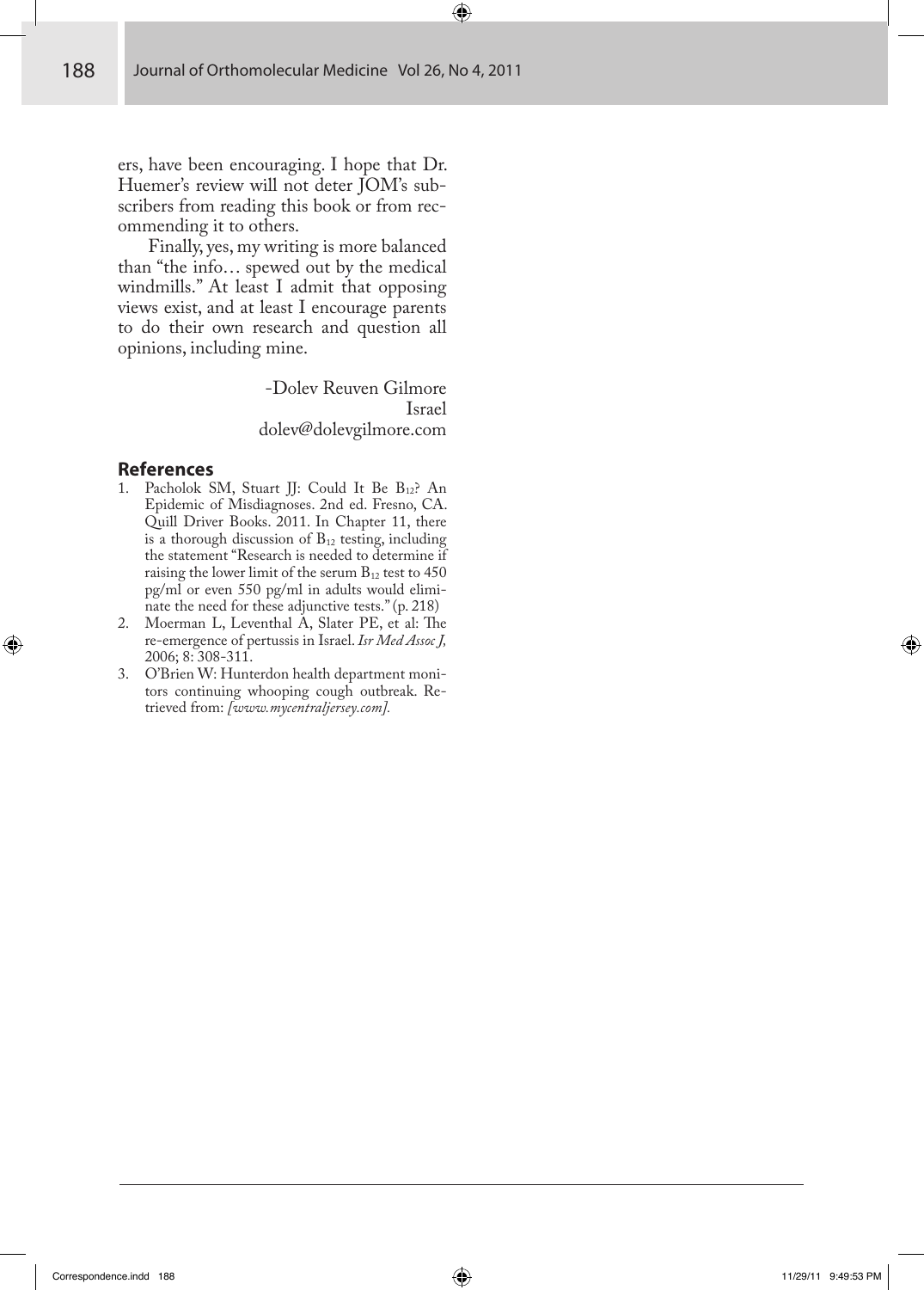ers, have been encouraging. I hope that Dr. Huemer's review will not deter JOM's subscribers from reading this book or from recommending it to others.

Finally, yes, my writing is more balanced than "the info… spewed out by the medical windmills." At least I admit that opposing views exist, and at least I encourage parents to do their own research and question all opinions, including mine.

-Dolev Reuven Gilmore
Israel
dolev@dolevgilmore.com

## References

1. Pacholok SM, Stuart JJ: Could It Be $B_{12}$? An Epidemic of Misdiagnoses. 2nd ed. Fresno, CA. Quill Driver Books. 2011. In Chapter 11, there is a thorough discussion of $B_{12}$ testing, including the statement "Research is needed to determine if raising the lower limit of the serum $B_{12}$ test to 450 pg/ml or even 550 pg/ml in adults would eliminate the need for these adjunctive tests." (p. 218)
2. Moerman L, Leventhal A, Slater PE, et al: The re-emergence of pertussis in Israel. *Isr Med Assoc J,* 2006; 8: 308-311.
3. O'Brien W: Hunterdon health department monitors continuing whooping cough outbreak. Retrieved from: *[www.mycentraljersey.com].*